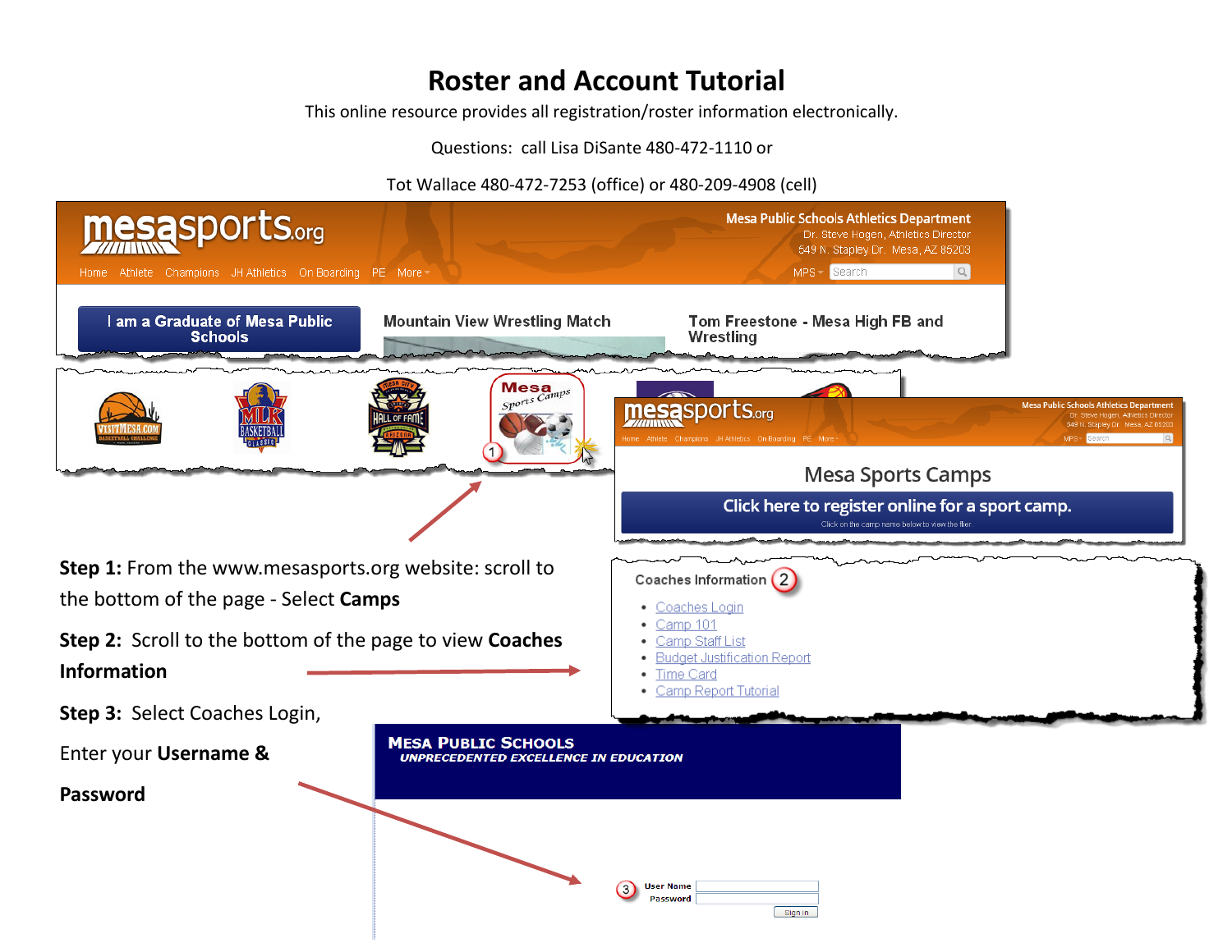# Roster and Account Tutorial

This online resource provides all registration/roster information electronically.

Questions: call Lisa DiSante 480-472-1110 or

Tot Wallace 480-472-7253 (office) or 480-209-4908 (cell)

**Step 1:** From the www.mesasports.org website: scroll to the bottom of the page - Select **Camps**

**Step 2:** Scroll to the bottom of the page to view **Coaches Information**

**Step 3:** Select Coaches Login,

Enter your **Username &**

**Password**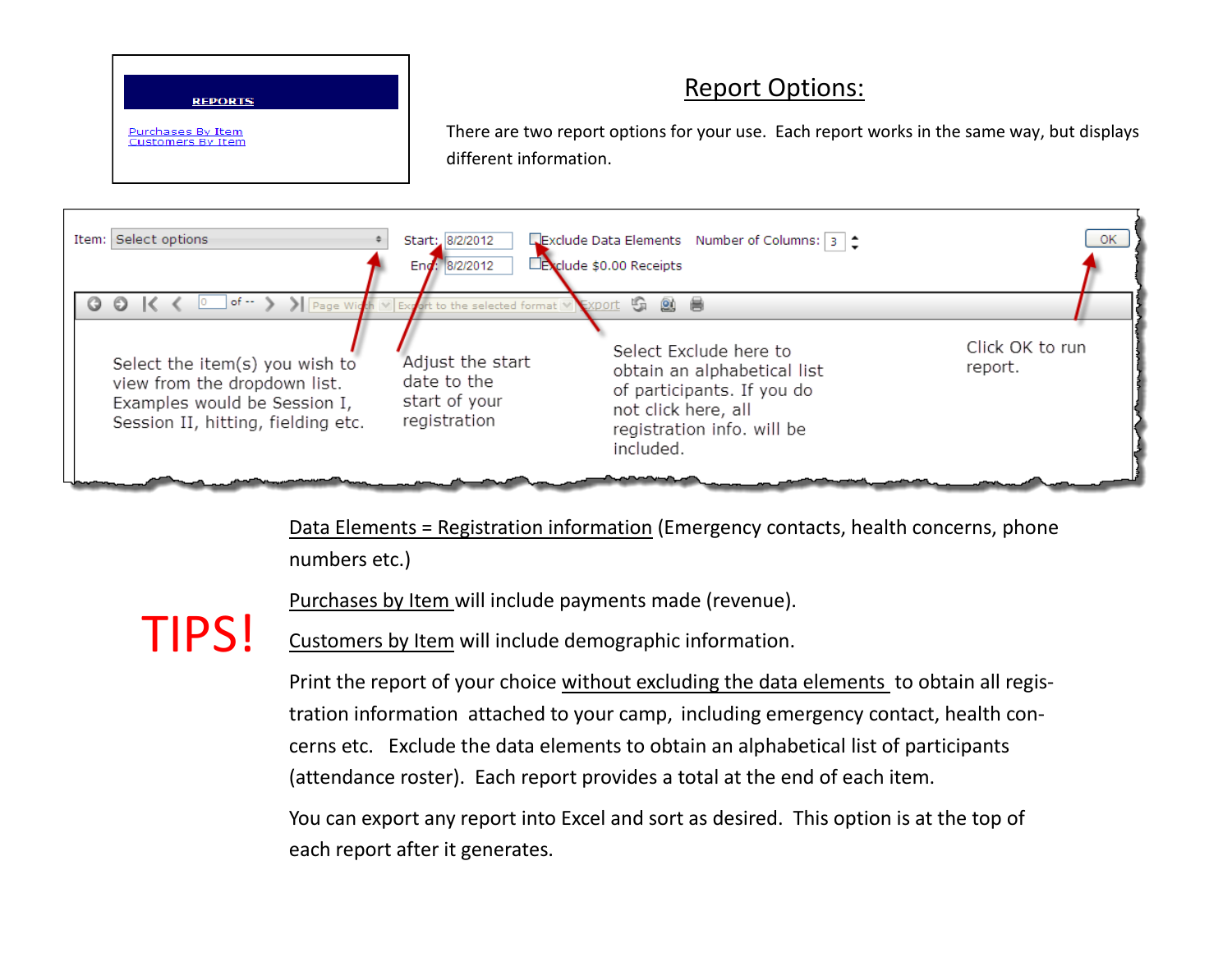REPORTS

Purchases By Item
Customers By Item

## Report Options:

There are two report options for your use. Each report works in the same way, but displays different information.

Item: Select options    Start: 8/2/2012    End: 8/2/2012    Exclude Data Elements    Exclude $0.00 Receipts    Number of Columns: 3    OK

Select the item(s) you wish to view from the dropdown list. Examples would be Session I, Session II, hitting, fielding etc.

Adjust the start date to the start of your registration

Select Exclude here to obtain an alphabetical list of participants. If you do not click here, all registration info. will be included.

Click OK to run report.

# TIPS!

Data Elements = Registration information (Emergency contacts, health concerns, phone numbers etc.)

Purchases by Item will include payments made (revenue).

Customers by Item will include demographic information.

Print the report of your choice without excluding the data elements to obtain all registration information attached to your camp, including emergency contact, health concerns etc. Exclude the data elements to obtain an alphabetical list of participants (attendance roster). Each report provides a total at the end of each item.

You can export any report into Excel and sort as desired. This option is at the top of each report after it generates.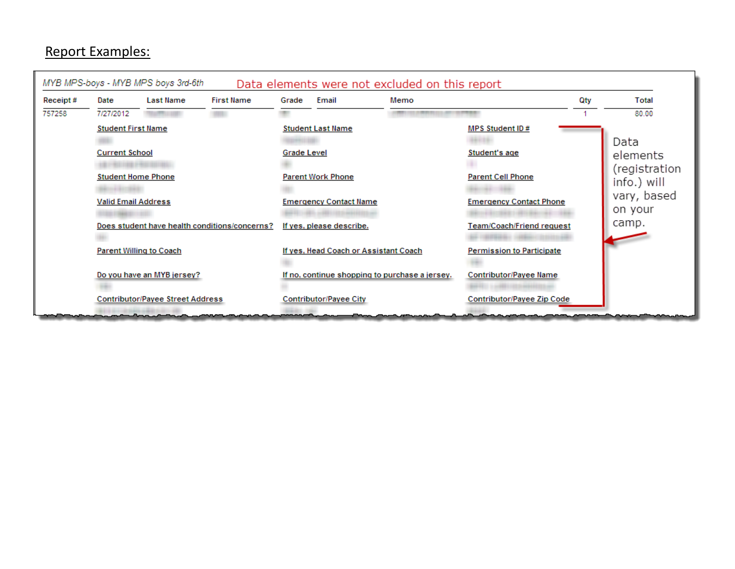## Report Examples:

*MYB MPS-boys - MYB MPS boys 3rd-6th*

Data elements were not excluded on this report

| Receipt # | Date | Last Name | First Name | Grade | Email | Memo | Qty | Total |
|---|---|---|---|---|---|---|---|---|
| 757258 | 7/27/2012 | | | | | | 1 | 80.00 |

| | | |
|---|---|---|
| Student First Name | Student Last Name | MPS Student ID # |
| Current School | Grade Level | Student's age |
| Student Home Phone | Parent Work Phone | Parent Cell Phone |
| Valid Email Address | Emergency Contact Name | Emergency Contact Phone |
| Does student have health conditions/concerns? | If yes, please describe. | Team/Coach/Friend request |
| Parent Willing to Coach | If yes, Head Coach or Assistant Coach | Permission to Participate |
| Do you have an MYB jersey? | If no, continue shopping to purchase a jersey. | Contributor/Payee Name |
| Contributor/Payee Street Address | Contributor/Payee City | Contributor/Payee Zip Code |

Data elements (registration info.) will vary, based on your camp.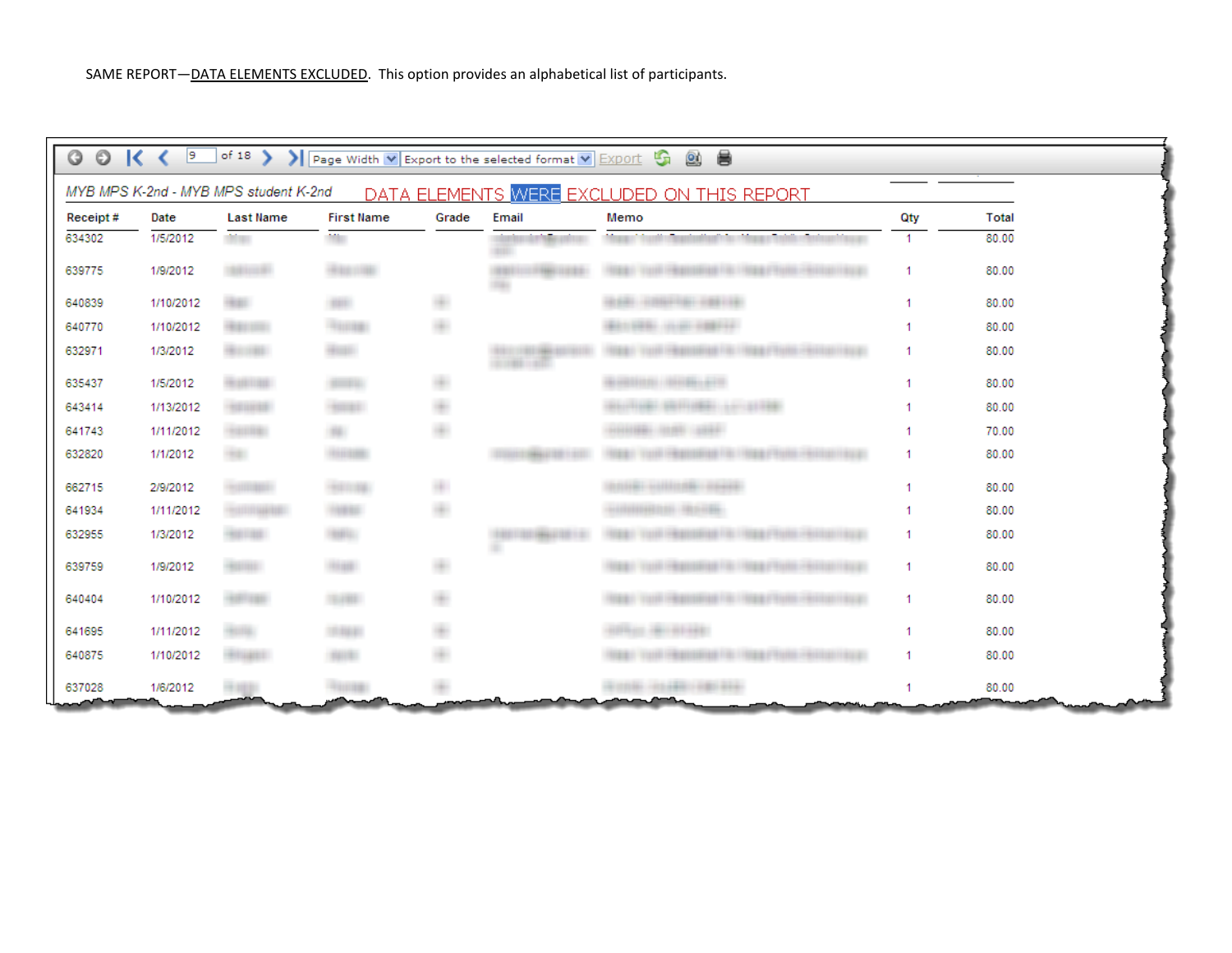SAME REPORT—<u>DATA ELEMENTS EXCLUDED</u>. This option provides an alphabetical list of participants.

9 of 18 | Page Width | Export to the selected format | Export

*MYB MPS K-2nd - MYB MPS student K-2nd* DATA ELEMENTS WERE EXCLUDED ON THIS REPORT

| Receipt # | Date | Last Name | First Name | Grade | Email | Memo | Qty | Total |
|---|---|---|---|---|---|---|---|---|
| 634302 | 1/5/2012 | | | | | | 1 | 80.00 |
| 639775 | 1/9/2012 | | | | | | 1 | 80.00 |
| 640839 | 1/10/2012 | | | | | | 1 | 80.00 |
| 640770 | 1/10/2012 | | | | | | 1 | 80.00 |
| 632971 | 1/3/2012 | | | | | | 1 | 80.00 |
| 635437 | 1/5/2012 | | | | | | 1 | 80.00 |
| 643414 | 1/13/2012 | | | | | | 1 | 80.00 |
| 641743 | 1/11/2012 | | | | | | 1 | 70.00 |
| 632820 | 1/1/2012 | | | | | | 1 | 80.00 |
| 662715 | 2/9/2012 | | | | | | 1 | 80.00 |
| 641934 | 1/11/2012 | | | | | | 1 | 80.00 |
| 632955 | 1/3/2012 | | | | | | 1 | 80.00 |
| 639759 | 1/9/2012 | | | | | | 1 | 80.00 |
| 640404 | 1/10/2012 | | | | | | 1 | 80.00 |
| 641695 | 1/11/2012 | | | | | | 1 | 80.00 |
| 640875 | 1/10/2012 | | | | | | 1 | 80.00 |
| 637028 | 1/6/2012 | | | | | | 1 | 80.00 |